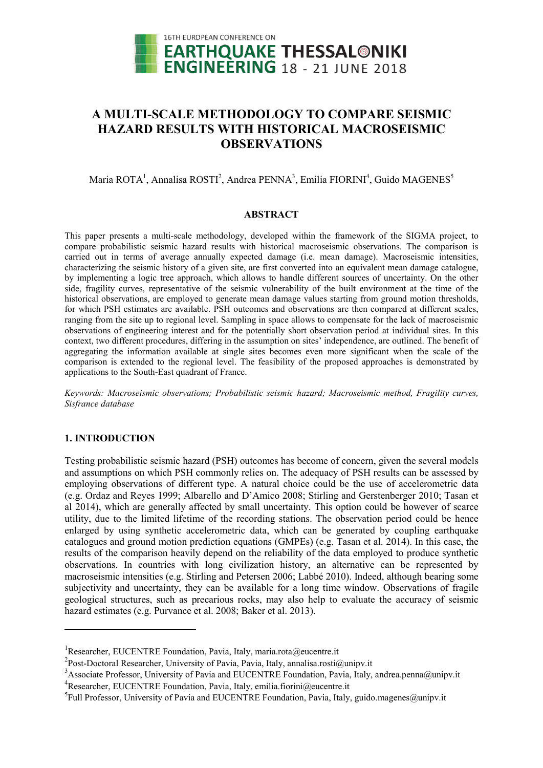# A MULTI-SCALE METHODOLOGY TO COMPARE SEISMIC HAZARD RESULTS WITH HISTORICAL MACROSEISMIC OBSERVATIONS

Maria ROTA[1], Annalisa ROSTI[2], Andrea PENNA[3], Emilia FIORINI[4], Guido MAGENES[5]

## ABSTRACT

This paper presents a multi-scale methodology, developed within the framework of the SIGMA project, to compare probabilistic seismic hazard results with historical macroseismic observations. The comparison is carried out in terms of average annually expected damage (i.e. mean damage). Macroseismic intensities, characterizing the seismic history of a given site, are first converted into an equivalent mean damage catalogue, by implementing a logic tree approach, which allows to handle different sources of uncertainty. On the other side, fragility curves, representative of the seismic vulnerability of the built environment at the time of the historical observations, are employed to generate mean damage values starting from ground motion thresholds, for which PSH estimates are available. PSH outcomes and observations are then compared at different scales, ranging from the site up to regional level. Sampling in space allows to compensate for the lack of macroseismic observations of engineering interest and for the potentially short observation period at individual sites. In this context, two different procedures, differing in the assumption on sites' independence, are outlined. The benefit of aggregating the information available at single sites becomes even more significant when the scale of the comparison is extended to the regional level. The feasibility of the proposed approaches is demonstrated by applications to the South-East quadrant of France.

*Keywords: Macroseismic observations; Probabilistic seismic hazard; Macroseismic method, Fragility curves, Sisfrance database*

## 1. INTRODUCTION

Testing probabilistic seismic hazard (PSH) outcomes has become of concern, given the several models and assumptions on which PSH commonly relies on. The adequacy of PSH results can be assessed by employing observations of different type. A natural choice could be the use of accelerometric data (e.g. Ordaz and Reyes 1999; Albarello and D'Amico 2008; Stirling and Gerstenberger 2010; Tasan et al 2014), which are generally affected by small uncertainty. This option could be however of scarce utility, due to the limited lifetime of the recording stations. The observation period could be hence enlarged by using synthetic accelerometric data, which can be generated by coupling earthquake catalogues and ground motion prediction equations (GMPEs) (e.g. Tasan et al. 2014). In this case, the results of the comparison heavily depend on the reliability of the data employed to produce synthetic observations. In countries with long civilization history, an alternative can be represented by macroseismic intensities (e.g. Stirling and Petersen 2006; Labbé 2010). Indeed, although bearing some subjectivity and uncertainty, they can be available for a long time window. Observations of fragile geological structures, such as precarious rocks, may also help to evaluate the accuracy of seismic hazard estimates (e.g. Purvance et al. 2008; Baker et al. 2013).

---

[1]Researcher, EUCENTRE Foundation, Pavia, Italy, maria.rota@eucentre.it

[2]Post-Doctoral Researcher, University of Pavia, Pavia, Italy, annalisa.rosti@unipv.it

[3]Associate Professor, University of Pavia and EUCENTRE Foundation, Pavia, Italy, andrea.penna@unipv.it

[4]Researcher, EUCENTRE Foundation, Pavia, Italy, emilia.fiorini@eucentre.it

[5]Full Professor, University of Pavia and EUCENTRE Foundation, Pavia, Italy, guido.magenes@unipv.it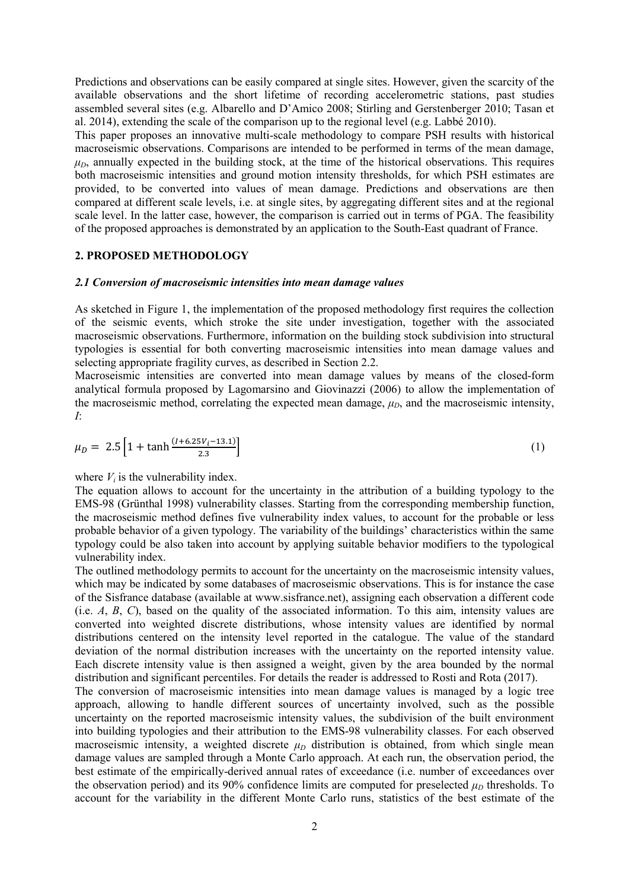Predictions and observations can be easily compared at single sites. However, given the scarcity of the available observations and the short lifetime of recording accelerometric stations, past studies assembled several sites (e.g. Albarello and D'Amico 2008; Stirling and Gerstenberger 2010; Tasan et al. 2014), extending the scale of the comparison up to the regional level (e.g. Labbé 2010).

This paper proposes an innovative multi-scale methodology to compare PSH results with historical macroseismic observations. Comparisons are intended to be performed in terms of the mean damage, $\mu_D$, annually expected in the building stock, at the time of the historical observations. This requires both macroseismic intensities and ground motion intensity thresholds, for which PSH estimates are provided, to be converted into values of mean damage. Predictions and observations are then compared at different scale levels, i.e. at single sites, by aggregating different sites and at the regional scale level. In the latter case, however, the comparison is carried out in terms of PGA. The feasibility of the proposed approaches is demonstrated by an application to the South-East quadrant of France.

## 2. PROPOSED METHODOLOGY

### *2.1 Conversion of macroseismic intensities into mean damage values*

As sketched in Figure 1, the implementation of the proposed methodology first requires the collection of the seismic events, which stroke the site under investigation, together with the associated macroseismic observations. Furthermore, information on the building stock subdivision into structural typologies is essential for both converting macroseismic intensities into mean damage values and selecting appropriate fragility curves, as described in Section 2.2.

Macroseismic intensities are converted into mean damage values by means of the closed-form analytical formula proposed by Lagomarsino and Giovinazzi (2006) to allow the implementation of the macroseismic method, correlating the expected mean damage, $\mu_D$, and the macroseismic intensity, $I$:

$$\mu_D = 2.5\left[1 + \tanh\frac{(I + 6.25V_i - 13.1)}{2.3}\right] \tag{1}$$

where $V_i$ is the vulnerability index.

The equation allows to account for the uncertainty in the attribution of a building typology to the EMS-98 (Grünthal 1998) vulnerability classes. Starting from the corresponding membership function, the macroseismic method defines five vulnerability index values, to account for the probable or less probable behavior of a given typology. The variability of the buildings' characteristics within the same typology could be also taken into account by applying suitable behavior modifiers to the typological vulnerability index.

The outlined methodology permits to account for the uncertainty on the macroseismic intensity values, which may be indicated by some databases of macroseismic observations. This is for instance the case of the Sisfrance database (available at www.sisfrance.net), assigning each observation a different code (i.e. *A*, *B*, *C*), based on the quality of the associated information. To this aim, intensity values are converted into weighted discrete distributions, whose intensity values are identified by normal distributions centered on the intensity level reported in the catalogue. The value of the standard deviation of the normal distribution increases with the uncertainty on the reported intensity value. Each discrete intensity value is then assigned a weight, given by the area bounded by the normal distribution and significant percentiles. For details the reader is addressed to Rosti and Rota (2017).

The conversion of macroseismic intensities into mean damage values is managed by a logic tree approach, allowing to handle different sources of uncertainty involved, such as the possible uncertainty on the reported macroseismic intensity values, the subdivision of the built environment into building typologies and their attribution to the EMS-98 vulnerability classes. For each observed macroseismic intensity, a weighted discrete $\mu_D$ distribution is obtained, from which single mean damage values are sampled through a Monte Carlo approach. At each run, the observation period, the best estimate of the empirically-derived annual rates of exceedance (i.e. number of exceedances over the observation period) and its 90% confidence limits are computed for preselected $\mu_D$ thresholds. To account for the variability in the different Monte Carlo runs, statistics of the best estimate of the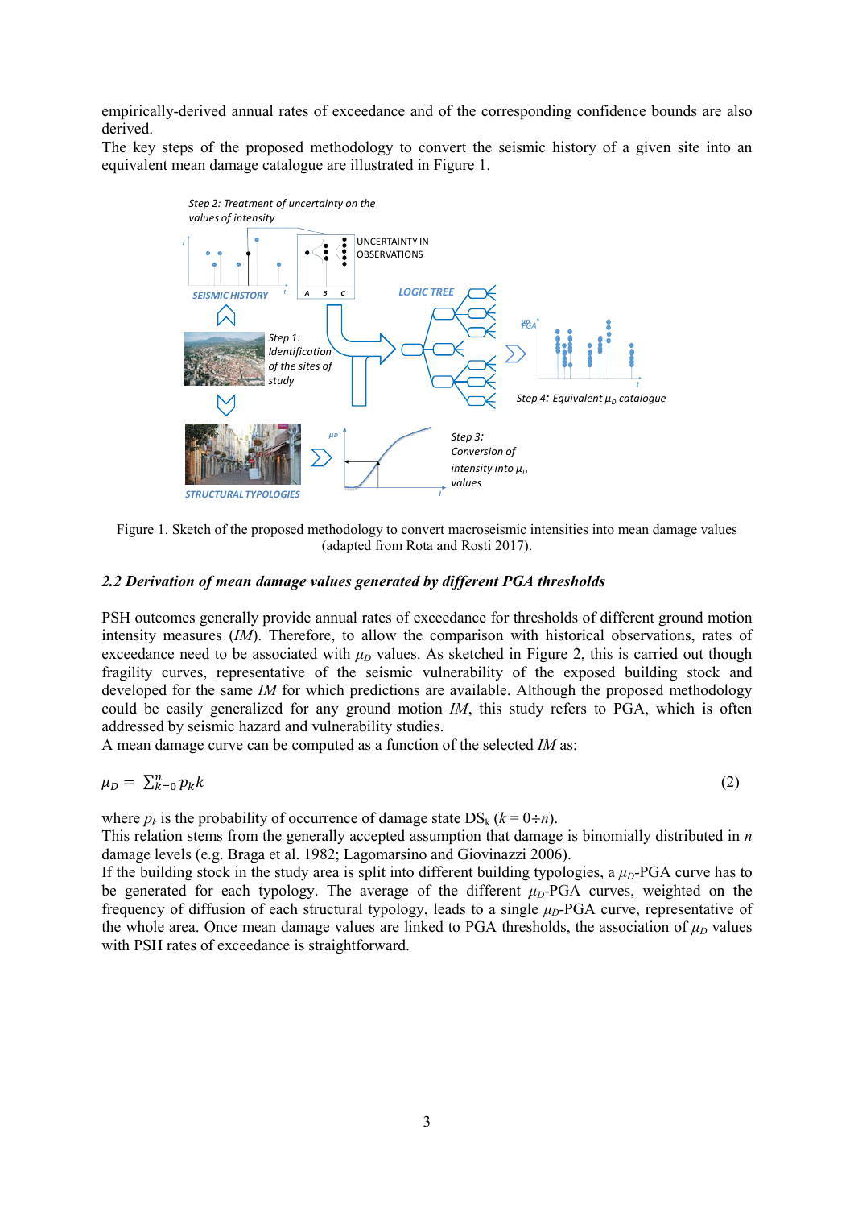empirically-derived annual rates of exceedance and of the corresponding confidence bounds are also derived.
The key steps of the proposed methodology to convert the seismic history of a given site into an equivalent mean damage catalogue are illustrated in Figure 1.

Figure 1. Sketch of the proposed methodology to convert macroseismic intensities into mean damage values (adapted from Rota and Rosti 2017).

### *2.2 Derivation of mean damage values generated by different PGA thresholds*

PSH outcomes generally provide annual rates of exceedance for thresholds of different ground motion intensity measures (*IM*). Therefore, to allow the comparison with historical observations, rates of exceedance need to be associated with $\mu_D$ values. As sketched in Figure 2, this is carried out though fragility curves, representative of the seismic vulnerability of the exposed building stock and developed for the same *IM* for which predictions are available. Although the proposed methodology could be easily generalized for any ground motion *IM*, this study refers to PGA, which is often addressed by seismic hazard and vulnerability studies.
A mean damage curve can be computed as a function of the selected *IM* as:

$$\mu_D = \sum_{k=0}^{n} p_k k \tag{2}$$

where $p_k$ is the probability of occurrence of damage state $DS_k$ ($k = 0 \div n$).
This relation stems from the generally accepted assumption that damage is binomially distributed in $n$ damage levels (e.g. Braga et al. 1982; Lagomarsino and Giovinazzi 2006).
If the building stock in the study area is split into different building typologies, a $\mu_D$-PGA curve has to be generated for each typology. The average of the different $\mu_D$-PGA curves, weighted on the frequency of diffusion of each structural typology, leads to a single $\mu_D$-PGA curve, representative of the whole area. Once mean damage values are linked to PGA thresholds, the association of $\mu_D$ values with PSH rates of exceedance is straightforward.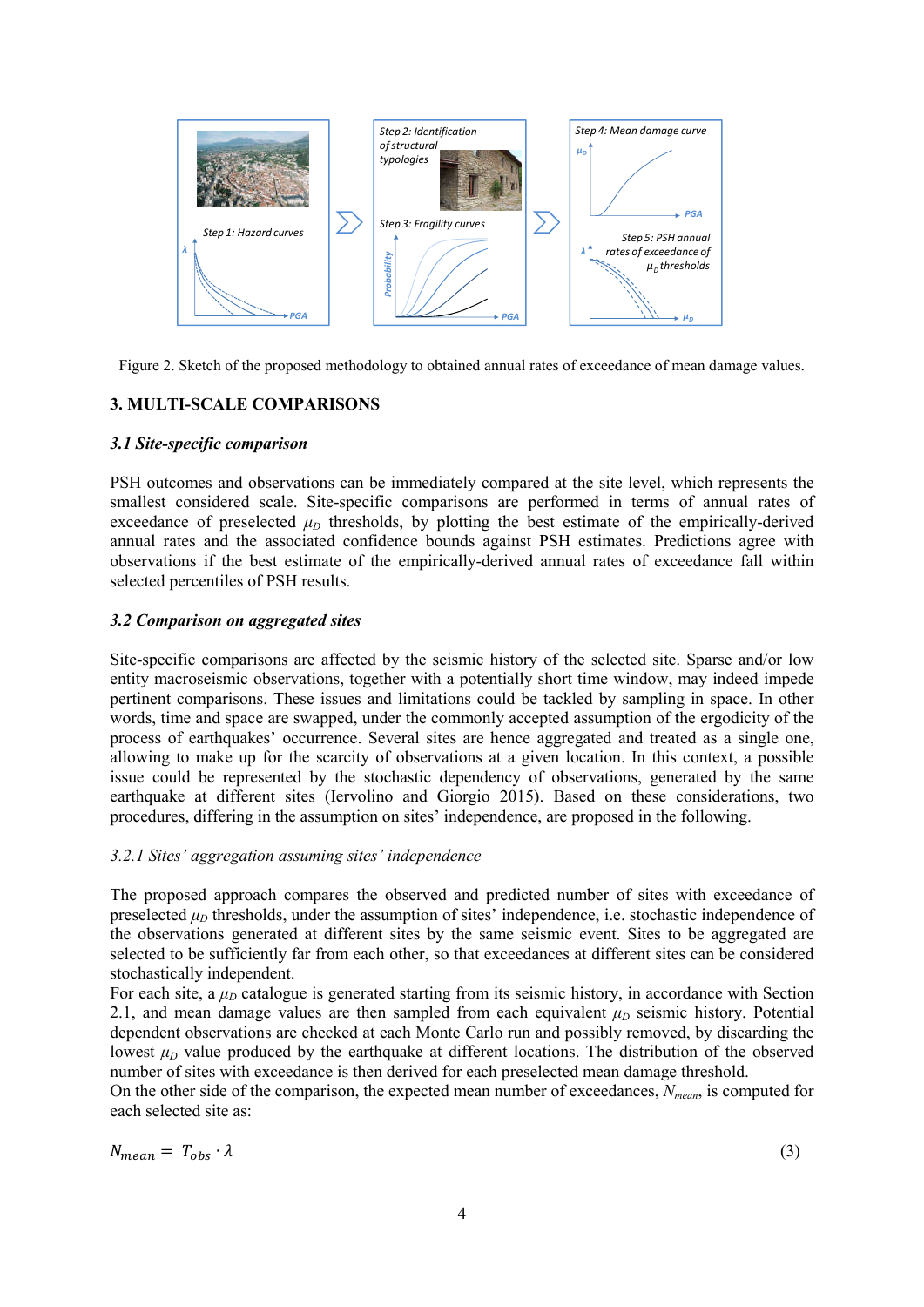Figure 2. Sketch of the proposed methodology to obtained annual rates of exceedance of mean damage values.

## 3. MULTI-SCALE COMPARISONS

### *3.1 Site-specific comparison*

PSH outcomes and observations can be immediately compared at the site level, which represents the smallest considered scale. Site-specific comparisons are performed in terms of annual rates of exceedance of preselected $\mu_D$ thresholds, by plotting the best estimate of the empirically-derived annual rates and the associated confidence bounds against PSH estimates. Predictions agree with observations if the best estimate of the empirically-derived annual rates of exceedance fall within selected percentiles of PSH results.

### *3.2 Comparison on aggregated sites*

Site-specific comparisons are affected by the seismic history of the selected site. Sparse and/or low entity macroseismic observations, together with a potentially short time window, may indeed impede pertinent comparisons. These issues and limitations could be tackled by sampling in space. In other words, time and space are swapped, under the commonly accepted assumption of the ergodicity of the process of earthquakes' occurrence. Several sites are hence aggregated and treated as a single one, allowing to make up for the scarcity of observations at a given location. In this context, a possible issue could be represented by the stochastic dependency of observations, generated by the same earthquake at different sites (Iervolino and Giorgio 2015). Based on these considerations, two procedures, differing in the assumption on sites' independence, are proposed in the following.

#### *3.2.1 Sites' aggregation assuming sites' independence*

The proposed approach compares the observed and predicted number of sites with exceedance of preselected $\mu_D$ thresholds, under the assumption of sites' independence, i.e. stochastic independence of the observations generated at different sites by the same seismic event. Sites to be aggregated are selected to be sufficiently far from each other, so that exceedances at different sites can be considered stochastically independent.
For each site, a $\mu_D$ catalogue is generated starting from its seismic history, in accordance with Section 2.1, and mean damage values are then sampled from each equivalent $\mu_D$ seismic history. Potential dependent observations are checked at each Monte Carlo run and possibly removed, by discarding the lowest $\mu_D$ value produced by the earthquake at different locations. The distribution of the observed number of sites with exceedance is then derived for each preselected mean damage threshold.
On the other side of the comparison, the expected mean number of exceedances, $N_{mean}$, is computed for each selected site as:

$$N_{mean} = T_{obs} \cdot \lambda \tag{3}$$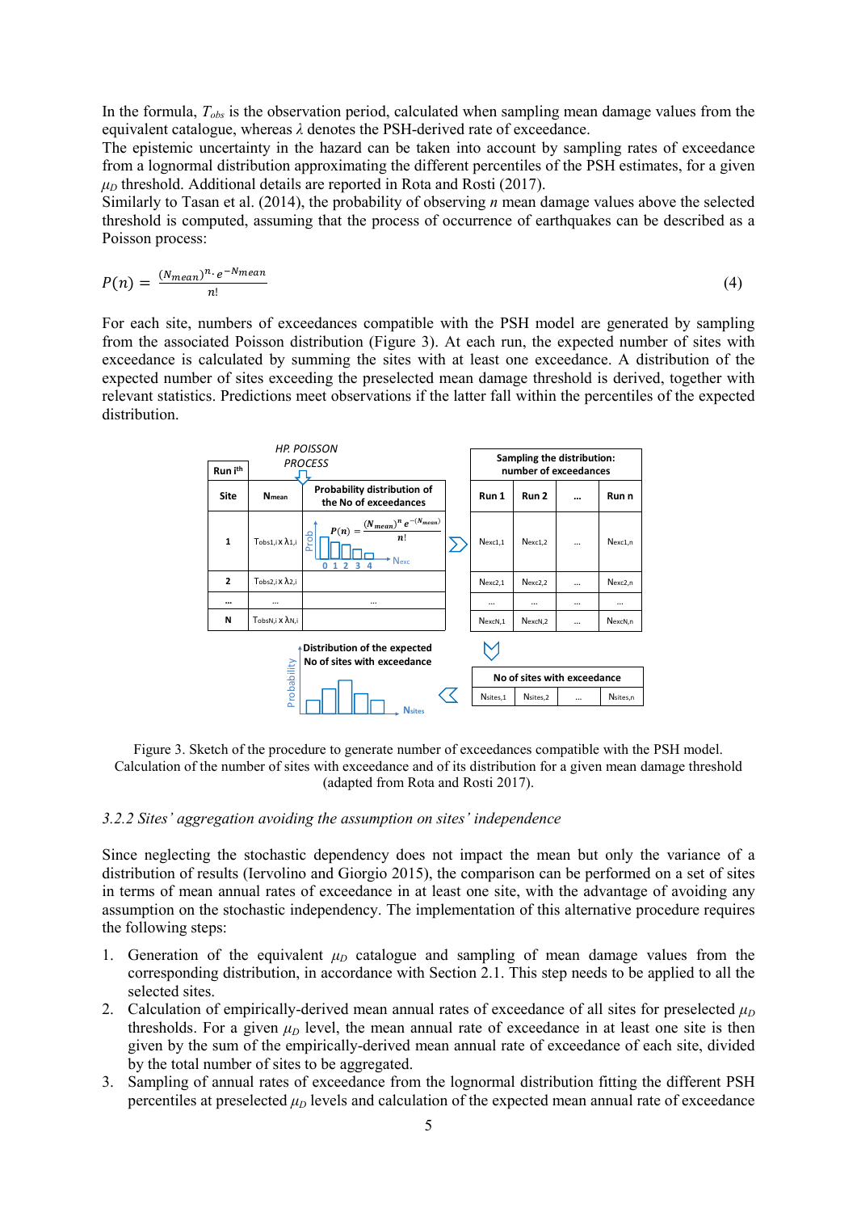In the formula, $T_{obs}$ is the observation period, calculated when sampling mean damage values from the equivalent catalogue, whereas $\lambda$ denotes the PSH-derived rate of exceedance.

The epistemic uncertainty in the hazard can be taken into account by sampling rates of exceedance from a lognormal distribution approximating the different percentiles of the PSH estimates, for a given $\mu_D$ threshold. Additional details are reported in Rota and Rosti (2017).

Similarly to Tasan et al. (2014), the probability of observing $n$ mean damage values above the selected threshold is computed, assuming that the process of occurrence of earthquakes can be described as a Poisson process:

$$P(n) = \frac{(N_{mean})^n \cdot e^{-N_{mean}}}{n!} \quad (4)$$

For each site, numbers of exceedances compatible with the PSH model are generated by sampling from the associated Poisson distribution (Figure 3). At each run, the expected number of sites with exceedance is calculated by summing the sites with at least one exceedance. A distribution of the expected number of sites exceeding the preselected mean damage threshold is derived, together with relevant statistics. Predictions meet observations if the latter fall within the percentiles of the expected distribution.

Figure 3. Sketch of the procedure to generate number of exceedances compatible with the PSH model. Calculation of the number of sites with exceedance and of its distribution for a given mean damage threshold (adapted from Rota and Rosti 2017).

### 3.2.2 Sites' aggregation avoiding the assumption on sites' independence

Since neglecting the stochastic dependency does not impact the mean but only the variance of a distribution of results (Iervolino and Giorgio 2015), the comparison can be performed on a set of sites in terms of mean annual rates of exceedance in at least one site, with the advantage of avoiding any assumption on the stochastic independency. The implementation of this alternative procedure requires the following steps:

1. Generation of the equivalent $\mu_D$ catalogue and sampling of mean damage values from the corresponding distribution, in accordance with Section 2.1. This step needs to be applied to all the selected sites.
2. Calculation of empirically-derived mean annual rates of exceedance of all sites for preselected $\mu_D$ thresholds. For a given $\mu_D$ level, the mean annual rate of exceedance in at least one site is then given by the sum of the empirically-derived mean annual rate of exceedance of each site, divided by the total number of sites to be aggregated.
3. Sampling of annual rates of exceedance from the lognormal distribution fitting the different PSH percentiles at preselected $\mu_D$ levels and calculation of the expected mean annual rate of exceedance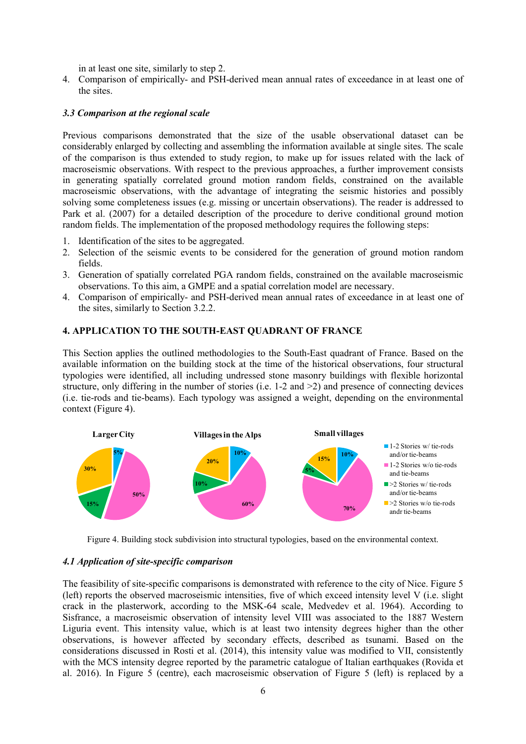in at least one site, similarly to step 2.

4. Comparison of empirically- and PSH-derived mean annual rates of exceedance in at least one of the sites.

### *3.3 Comparison at the regional scale*

Previous comparisons demonstrated that the size of the usable observational dataset can be considerably enlarged by collecting and assembling the information available at single sites. The scale of the comparison is thus extended to study region, to make up for issues related with the lack of macroseismic observations. With respect to the previous approaches, a further improvement consists in generating spatially correlated ground motion random fields, constrained on the available macroseismic observations, with the advantage of integrating the seismic histories and possibly solving some completeness issues (e.g. missing or uncertain observations). The reader is addressed to Park et al. (2007) for a detailed description of the procedure to derive conditional ground motion random fields. The implementation of the proposed methodology requires the following steps:

1. Identification of the sites to be aggregated.
2. Selection of the seismic events to be considered for the generation of ground motion random fields.
3. Generation of spatially correlated PGA random fields, constrained on the available macroseismic observations. To this aim, a GMPE and a spatial correlation model are necessary.
4. Comparison of empirically- and PSH-derived mean annual rates of exceedance in at least one of the sites, similarly to Section 3.2.2.

## 4. APPLICATION TO THE SOUTH-EAST QUADRANT OF FRANCE

This Section applies the outlined methodologies to the South-East quadrant of France. Based on the available information on the building stock at the time of the historical observations, four structural typologies were identified, all including undressed stone masonry buildings with flexible horizontal structure, only differing in the number of stories (i.e. 1-2 and >2) and presence of connecting devices (i.e. tie-rods and tie-beams). Each typology was assigned a weight, depending on the environmental context (Figure 4).

| Typology | Larger City | Villages in the Alps | Small villages |
|---|---|---|---|
| 1-2 Stories w/ tie-rods and/or tie-beams | 5% | 10% | 10% |
| 1-2 Stories w/o tie-rods and tie-beams | 50% | 60% | 70% |
| >2 Stories w/ tie-rods and/or tie-beams | 15% | 10% | 5% |
| >2 Stories w/o tie-rods andr tie-beams | 30% | 20% | 15% |

Figure 4. Building stock subdivision into structural typologies, based on the environmental context.

### *4.1 Application of site-specific comparison*

The feasibility of site-specific comparisons is demonstrated with reference to the city of Nice. Figure 5 (left) reports the observed macroseismic intensities, five of which exceed intensity level V (i.e. slight crack in the plasterwork, according to the MSK-64 scale, Medvedev et al. 1964). According to Sisfrance, a macroseismic observation of intensity level VIII was associated to the 1887 Western Liguria event. This intensity value, which is at least two intensity degrees higher than the other observations, is however affected by secondary effects, described as tsunami. Based on the considerations discussed in Rosti et al. (2014), this intensity value was modified to VII, consistently with the MCS intensity degree reported by the parametric catalogue of Italian earthquakes (Rovida et al. 2016). In Figure 5 (centre), each macroseismic observation of Figure 5 (left) is replaced by a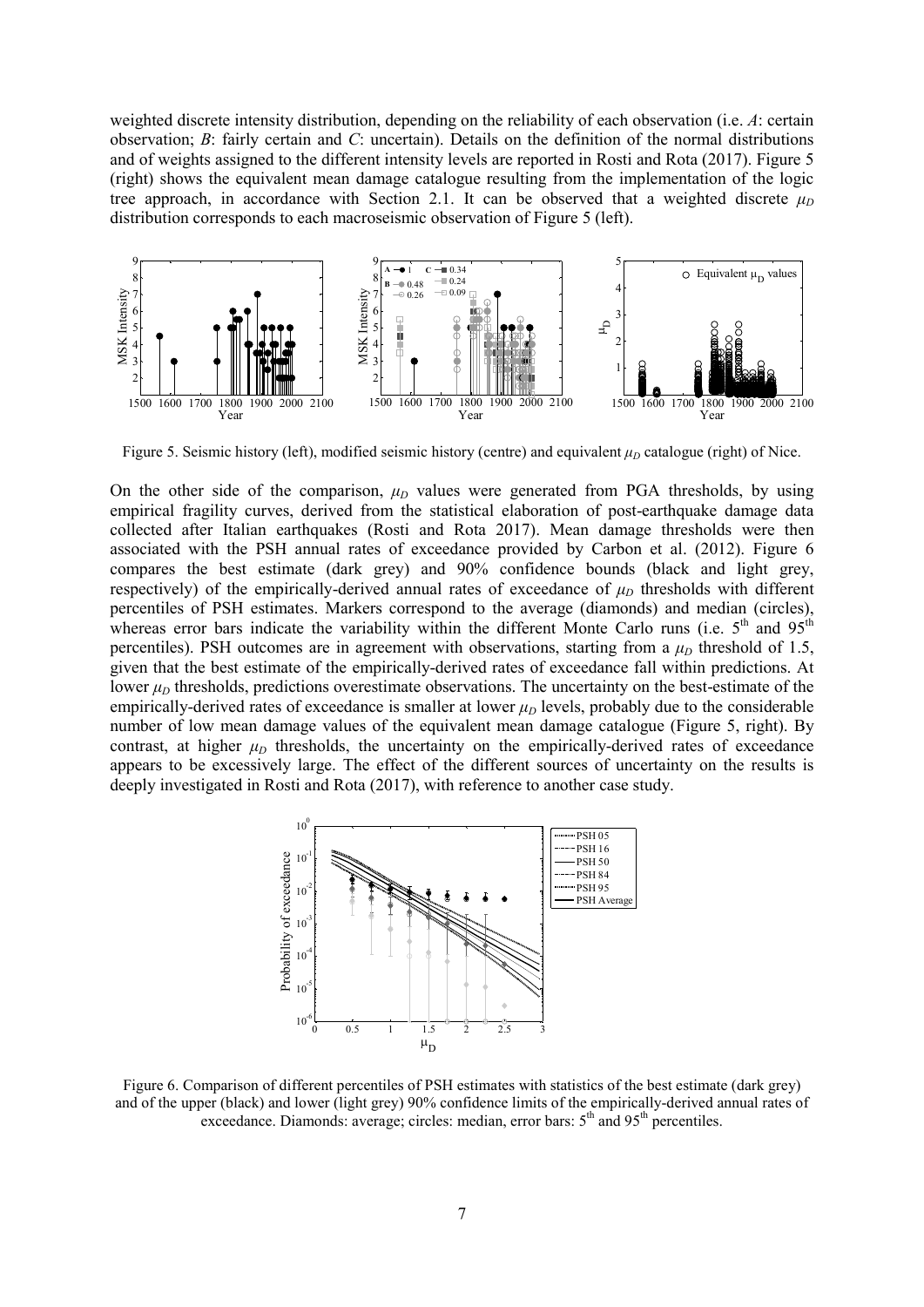weighted discrete intensity distribution, depending on the reliability of each observation (i.e. *A*: certain observation; *B*: fairly certain and *C*: uncertain). Details on the definition of the normal distributions and of weights assigned to the different intensity levels are reported in Rosti and Rota (2017). Figure 5 (right) shows the equivalent mean damage catalogue resulting from the implementation of the logic tree approach, in accordance with Section 2.1. It can be observed that a weighted discrete $\mu_D$ distribution corresponds to each macroseismic observation of Figure 5 (left).

Figure 5. Seismic history (left), modified seismic history (centre) and equivalent $\mu_D$ catalogue (right) of Nice.

On the other side of the comparison, $\mu_D$ values were generated from PGA thresholds, by using empirical fragility curves, derived from the statistical elaboration of post-earthquake damage data collected after Italian earthquakes (Rosti and Rota 2017). Mean damage thresholds were then associated with the PSH annual rates of exceedance provided by Carbon et al. (2012). Figure 6 compares the best estimate (dark grey) and 90% confidence bounds (black and light grey, respectively) of the empirically-derived annual rates of exceedance of $\mu_D$ thresholds with different percentiles of PSH estimates. Markers correspond to the average (diamonds) and median (circles), whereas error bars indicate the variability within the different Monte Carlo runs (i.e. $5^{th}$ and $95^{th}$ percentiles). PSH outcomes are in agreement with observations, starting from a $\mu_D$ threshold of 1.5, given that the best estimate of the empirically-derived rates of exceedance fall within predictions. At lower $\mu_D$ thresholds, predictions overestimate observations. The uncertainty on the best-estimate of the empirically-derived rates of exceedance is smaller at lower $\mu_D$ levels, probably due to the considerable number of low mean damage values of the equivalent mean damage catalogue (Figure 5, right). By contrast, at higher $\mu_D$ thresholds, the uncertainty on the empirically-derived rates of exceedance appears to be excessively large. The effect of the different sources of uncertainty on the results is deeply investigated in Rosti and Rota (2017), with reference to another case study.

Figure 6. Comparison of different percentiles of PSH estimates with statistics of the best estimate (dark grey) and of the upper (black) and lower (light grey) 90% confidence limits of the empirically-derived annual rates of exceedance. Diamonds: average; circles: median, error bars: $5^{th}$ and $95^{th}$ percentiles.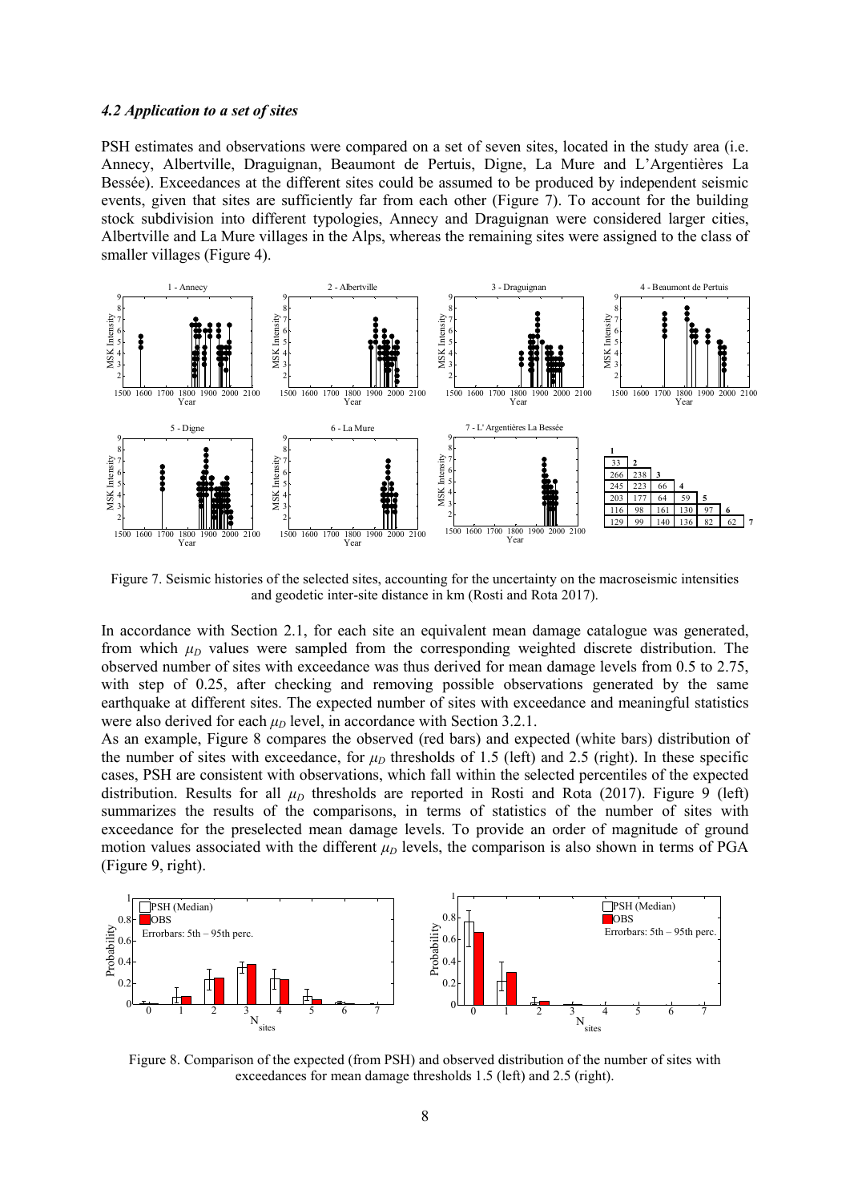### *4.2 Application to a set of sites*

PSH estimates and observations were compared on a set of seven sites, located in the study area (i.e. Annecy, Albertville, Draguignan, Beaumont de Pertuis, Digne, La Mure and L'Argentières La Bessée). Exceedances at the different sites could be assumed to be produced by independent seismic events, given that sites are sufficiently far from each other (Figure 7). To account for the building stock subdivision into different typologies, Annecy and Draguignan were considered larger cities, Albertville and La Mure villages in the Alps, whereas the remaining sites were assigned to the class of smaller villages (Figure 4).

Figure 7. Seismic histories of the selected sites, accounting for the uncertainty on the macroseismic intensities and geodetic inter-site distance in km (Rosti and Rota 2017).

In accordance with Section 2.1, for each site an equivalent mean damage catalogue was generated, from which $\mu_D$ values were sampled from the corresponding weighted discrete distribution. The observed number of sites with exceedance was thus derived for mean damage levels from 0.5 to 2.75, with step of 0.25, after checking and removing possible observations generated by the same earthquake at different sites. The expected number of sites with exceedance and meaningful statistics were also derived for each $\mu_D$ level, in accordance with Section 3.2.1.

As an example, Figure 8 compares the observed (red bars) and expected (white bars) distribution of the number of sites with exceedance, for $\mu_D$ thresholds of 1.5 (left) and 2.5 (right). In these specific cases, PSH are consistent with observations, which fall within the selected percentiles of the expected distribution. Results for all $\mu_D$ thresholds are reported in Rosti and Rota (2017). Figure 9 (left) summarizes the results of the comparisons, in terms of statistics of the number of sites with exceedance for the preselected mean damage levels. To provide an order of magnitude of ground motion values associated with the different $\mu_D$ levels, the comparison is also shown in terms of PGA (Figure 9, right).

Figure 8. Comparison of the expected (from PSH) and observed distribution of the number of sites with exceedances for mean damage thresholds 1.5 (left) and 2.5 (right).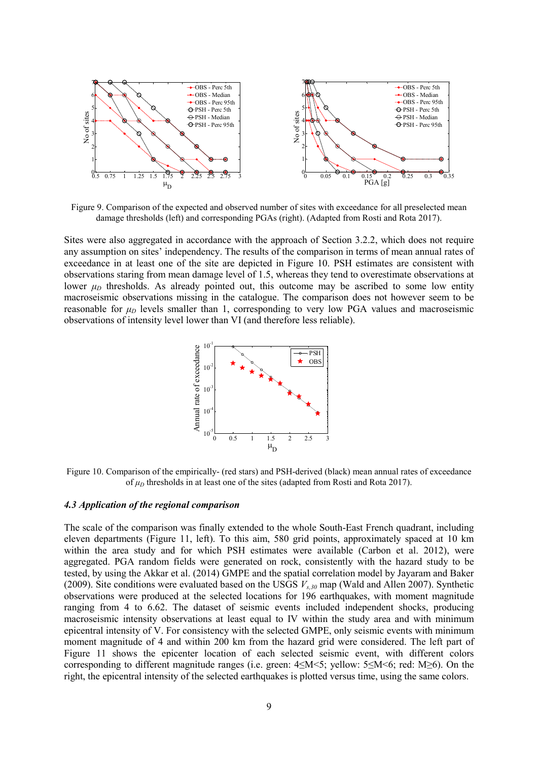Figure 9. Comparison of the expected and observed number of sites with exceedance for all preselected mean damage thresholds (left) and corresponding PGAs (right). (Adapted from Rosti and Rota 2017).

Sites were also aggregated in accordance with the approach of Section 3.2.2, which does not require any assumption on sites' independency. The results of the comparison in terms of mean annual rates of exceedance in at least one of the site are depicted in Figure 10. PSH estimates are consistent with observations staring from mean damage level of 1.5, whereas they tend to overestimate observations at lower $\mu_D$ thresholds. As already pointed out, this outcome may be ascribed to some low entity macroseismic observations missing in the catalogue. The comparison does not however seem to be reasonable for $\mu_D$ levels smaller than 1, corresponding to very low PGA values and macroseismic observations of intensity level lower than VI (and therefore less reliable).

Figure 10. Comparison of the empirically- (red stars) and PSH-derived (black) mean annual rates of exceedance of $\mu_D$ thresholds in at least one of the sites (adapted from Rosti and Rota 2017).

### *4.3 Application of the regional comparison*

The scale of the comparison was finally extended to the whole South-East French quadrant, including eleven departments (Figure 11, left). To this aim, 580 grid points, approximately spaced at 10 km within the area study and for which PSH estimates were available (Carbon et al. 2012), were aggregated. PGA random fields were generated on rock, consistently with the hazard study to be tested, by using the Akkar et al. (2014) GMPE and the spatial correlation model by Jayaram and Baker (2009). Site conditions were evaluated based on the USGS $V_{s,30}$ map (Wald and Allen 2007). Synthetic observations were produced at the selected locations for 196 earthquakes, with moment magnitude ranging from 4 to 6.62. The dataset of seismic events included independent shocks, producing macroseismic intensity observations at least equal to IV within the study area and with minimum epicentral intensity of V. For consistency with the selected GMPE, only seismic events with minimum moment magnitude of 4 and within 200 km from the hazard grid were considered. The left part of Figure 11 shows the epicenter location of each selected seismic event, with different colors corresponding to different magnitude ranges (i.e. green: 4≤M<5; yellow: 5≤M<6; red: M≥6). On the right, the epicentral intensity of the selected earthquakes is plotted versus time, using the same colors.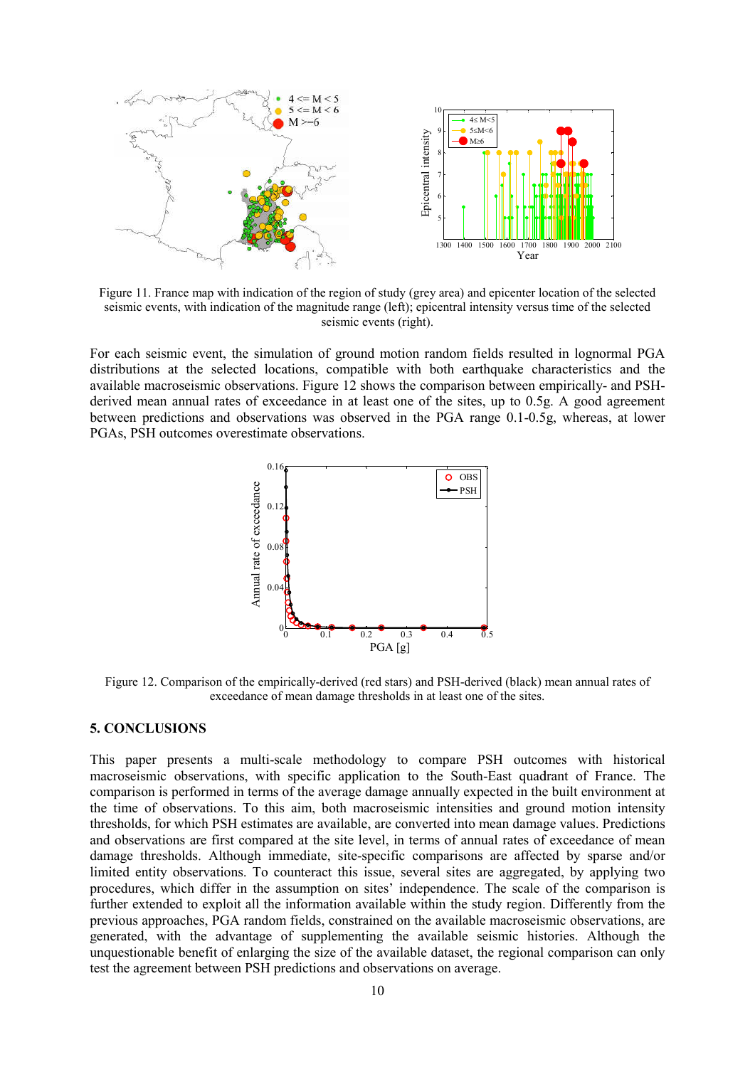Figure 11. France map with indication of the region of study (grey area) and epicenter location of the selected seismic events, with indication of the magnitude range (left); epicentral intensity versus time of the selected seismic events (right).

For each seismic event, the simulation of ground motion random fields resulted in lognormal PGA distributions at the selected locations, compatible with both earthquake characteristics and the available macroseismic observations. Figure 12 shows the comparison between empirically- and PSH-derived mean annual rates of exceedance in at least one of the sites, up to 0.5g. A good agreement between predictions and observations was observed in the PGA range 0.1-0.5g, whereas, at lower PGAs, PSH outcomes overestimate observations.

Figure 12. Comparison of the empirically-derived (red stars) and PSH-derived (black) mean annual rates of exceedance of mean damage thresholds in at least one of the sites.

## 5. CONCLUSIONS

This paper presents a multi-scale methodology to compare PSH outcomes with historical macroseismic observations, with specific application to the South-East quadrant of France. The comparison is performed in terms of the average damage annually expected in the built environment at the time of observations. To this aim, both macroseismic intensities and ground motion intensity thresholds, for which PSH estimates are available, are converted into mean damage values. Predictions and observations are first compared at the site level, in terms of annual rates of exceedance of mean damage thresholds. Although immediate, site-specific comparisons are affected by sparse and/or limited entity observations. To counteract this issue, several sites are aggregated, by applying two procedures, which differ in the assumption on sites' independence. The scale of the comparison is further extended to exploit all the information available within the study region. Differently from the previous approaches, PGA random fields, constrained on the available macroseismic observations, are generated, with the advantage of supplementing the available seismic histories. Although the unquestionable benefit of enlarging the size of the available dataset, the regional comparison can only test the agreement between PSH predictions and observations on average.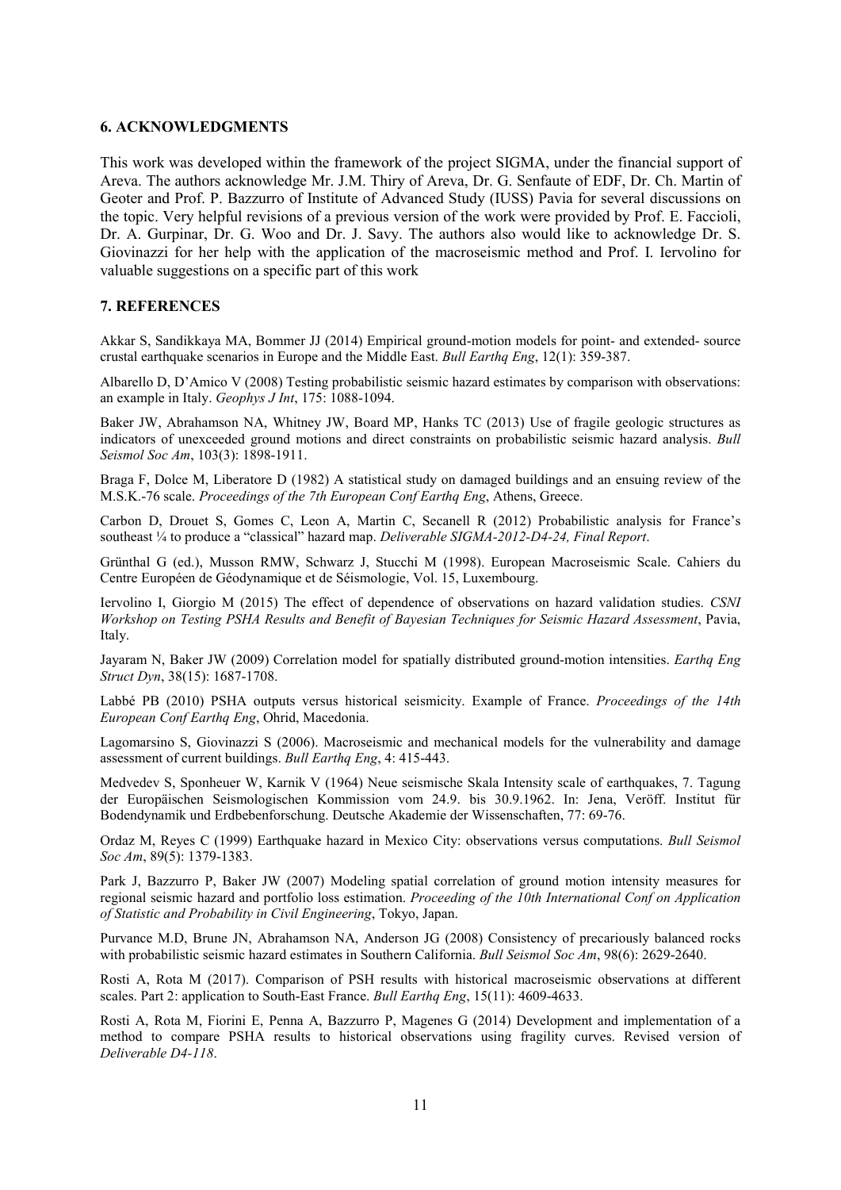## 6. ACKNOWLEDGMENTS

This work was developed within the framework of the project SIGMA, under the financial support of Areva. The authors acknowledge Mr. J.M. Thiry of Areva, Dr. G. Senfaute of EDF, Dr. Ch. Martin of Geoter and Prof. P. Bazzurro of Institute of Advanced Study (IUSS) Pavia for several discussions on the topic. Very helpful revisions of a previous version of the work were provided by Prof. E. Faccioli, Dr. A. Gurpinar, Dr. G. Woo and Dr. J. Savy. The authors also would like to acknowledge Dr. S. Giovinazzi for her help with the application of the macroseismic method and Prof. I. Iervolino for valuable suggestions on a specific part of this work

## 7. REFERENCES

Akkar S, Sandikkaya MA, Bommer JJ (2014) Empirical ground-motion models for point- and extended- source crustal earthquake scenarios in Europe and the Middle East. *Bull Earthq Eng*, 12(1): 359-387.

Albarello D, D'Amico V (2008) Testing probabilistic seismic hazard estimates by comparison with observations: an example in Italy. *Geophys J Int*, 175: 1088-1094.

Baker JW, Abrahamson NA, Whitney JW, Board MP, Hanks TC (2013) Use of fragile geologic structures as indicators of unexceeded ground motions and direct constraints on probabilistic seismic hazard analysis. *Bull Seismol Soc Am*, 103(3): 1898-1911.

Braga F, Dolce M, Liberatore D (1982) A statistical study on damaged buildings and an ensuing review of the M.S.K.-76 scale. *Proceedings of the 7th European Conf Earthq Eng*, Athens, Greece.

Carbon D, Drouet S, Gomes C, Leon A, Martin C, Secanell R (2012) Probabilistic analysis for France's southeast ¼ to produce a "classical" hazard map. *Deliverable SIGMA-2012-D4-24, Final Report*.

Grünthal G (ed.), Musson RMW, Schwarz J, Stucchi M (1998). European Macroseismic Scale. Cahiers du Centre Européen de Géodynamique et de Séismologie, Vol. 15, Luxembourg.

Iervolino I, Giorgio M (2015) The effect of dependence of observations on hazard validation studies. *CSNI Workshop on Testing PSHA Results and Benefit of Bayesian Techniques for Seismic Hazard Assessment*, Pavia, Italy.

Jayaram N, Baker JW (2009) Correlation model for spatially distributed ground-motion intensities. *Earthq Eng Struct Dyn*, 38(15): 1687-1708.

Labbé PB (2010) PSHA outputs versus historical seismicity. Example of France. *Proceedings of the 14th European Conf Earthq Eng*, Ohrid, Macedonia.

Lagomarsino S, Giovinazzi S (2006). Macroseismic and mechanical models for the vulnerability and damage assessment of current buildings. *Bull Earthq Eng*, 4: 415-443.

Medvedev S, Sponheuer W, Karnik V (1964) Neue seismische Skala Intensity scale of earthquakes, 7. Tagung der Europäischen Seismologischen Kommission vom 24.9. bis 30.9.1962. In: Jena, Veröff. Institut für Bodendynamik und Erdbebenforschung. Deutsche Akademie der Wissenschaften, 77: 69-76.

Ordaz M, Reyes C (1999) Earthquake hazard in Mexico City: observations versus computations. *Bull Seismol Soc Am*, 89(5): 1379-1383.

Park J, Bazzurro P, Baker JW (2007) Modeling spatial correlation of ground motion intensity measures for regional seismic hazard and portfolio loss estimation. *Proceeding of the 10th International Conf on Application of Statistic and Probability in Civil Engineering*, Tokyo, Japan.

Purvance M.D, Brune JN, Abrahamson NA, Anderson JG (2008) Consistency of precariously balanced rocks with probabilistic seismic hazard estimates in Southern California. *Bull Seismol Soc Am*, 98(6): 2629-2640.

Rosti A, Rota M (2017). Comparison of PSH results with historical macroseismic observations at different scales. Part 2: application to South-East France. *Bull Earthq Eng*, 15(11): 4609-4633.

Rosti A, Rota M, Fiorini E, Penna A, Bazzurro P, Magenes G (2014) Development and implementation of a method to compare PSHA results to historical observations using fragility curves. Revised version of *Deliverable D4-118*.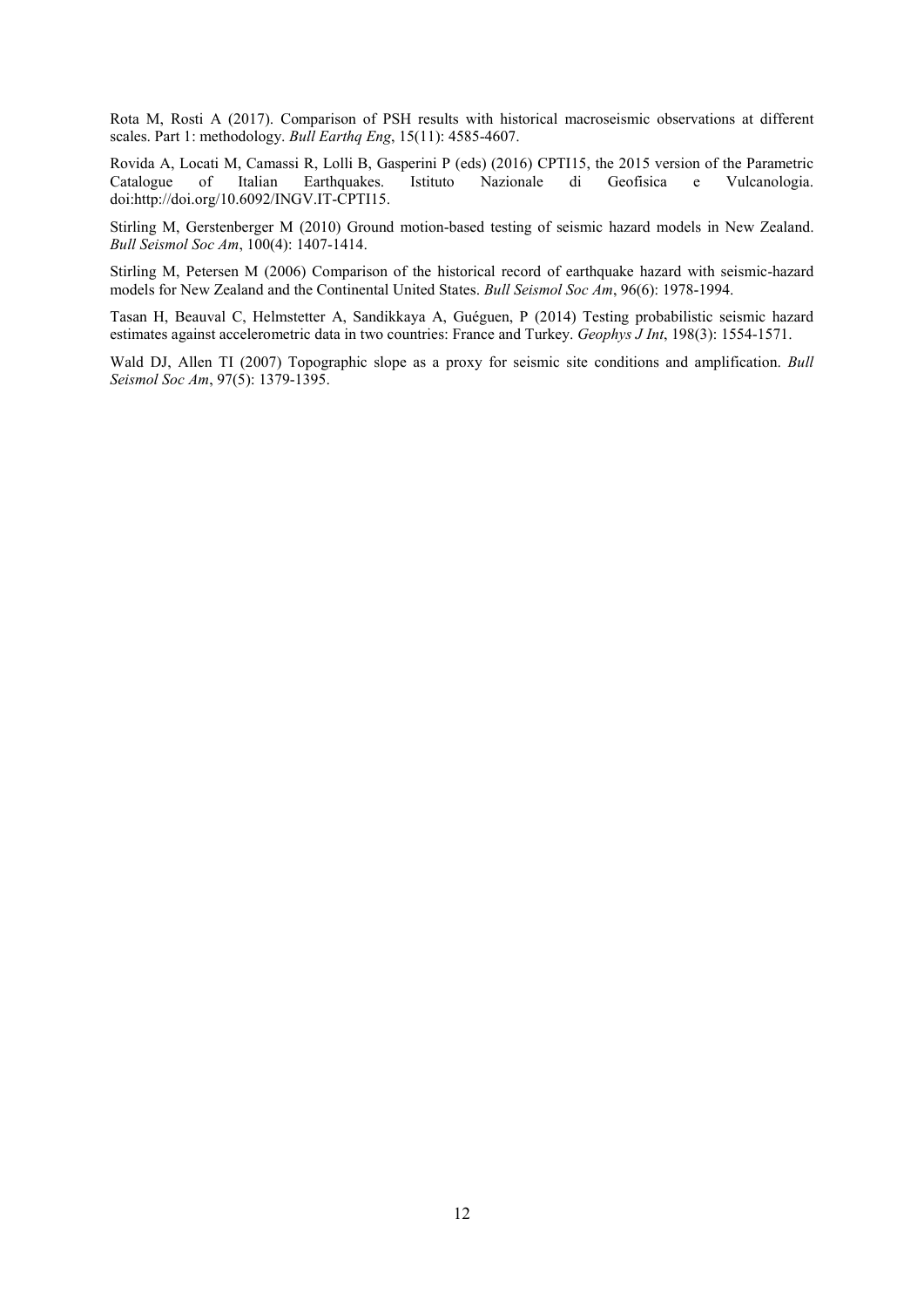Rota M, Rosti A (2017). Comparison of PSH results with historical macroseismic observations at different scales. Part 1: methodology. *Bull Earthq Eng*, 15(11): 4585-4607.

Rovida A, Locati M, Camassi R, Lolli B, Gasperini P (eds) (2016) CPTI15, the 2015 version of the Parametric Catalogue of Italian Earthquakes. Istituto Nazionale di Geofisica e Vulcanologia. doi:http://doi.org/10.6092/INGV.IT-CPTI15.

Stirling M, Gerstenberger M (2010) Ground motion-based testing of seismic hazard models in New Zealand. *Bull Seismol Soc Am*, 100(4): 1407-1414.

Stirling M, Petersen M (2006) Comparison of the historical record of earthquake hazard with seismic-hazard models for New Zealand and the Continental United States. *Bull Seismol Soc Am*, 96(6): 1978-1994.

Tasan H, Beauval C, Helmstetter A, Sandikkaya A, Guéguen, P (2014) Testing probabilistic seismic hazard estimates against accelerometric data in two countries: France and Turkey. *Geophys J Int*, 198(3): 1554-1571.

Wald DJ, Allen TI (2007) Topographic slope as a proxy for seismic site conditions and amplification. *Bull Seismol Soc Am*, 97(5): 1379-1395.